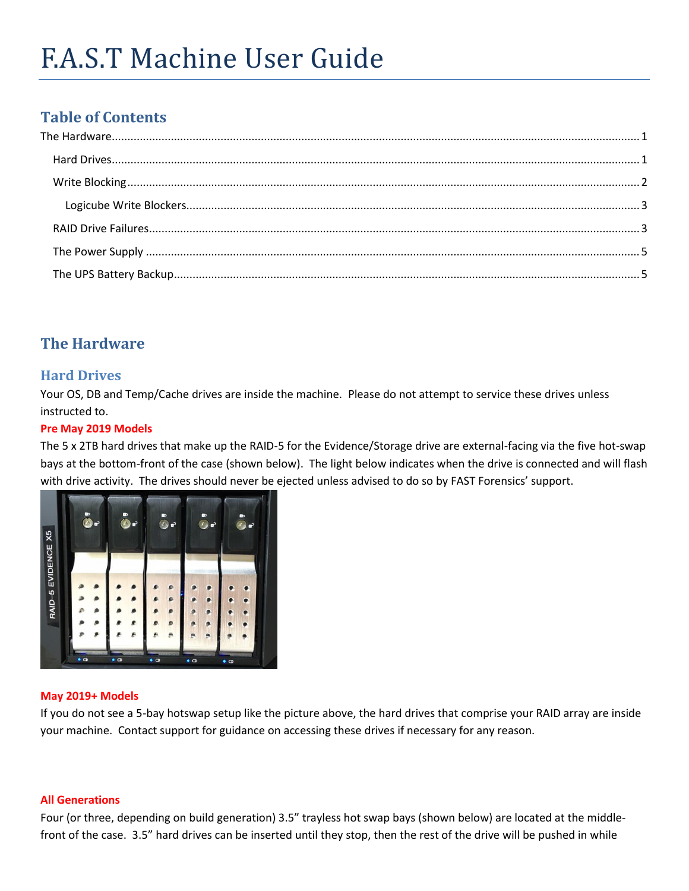# F.A.S.T Machine User Guide

## Table of Contents

The Hardware........................................................................................................................................................1

Hard Drives......................................................................................................................................................1

Write Blocking..................................................................................................................................................2

Logicube Write Blockers...............................................................................................................................3

RAID Drive Failures..........................................................................................................................................3

The Power Supply ............................................................................................................................................5

The UPS Battery Backup..................................................................................................................................5

## The Hardware

### Hard Drives

Your OS, DB and Temp/Cache drives are inside the machine. Please do not attempt to service these drives unless instructed to.

**Pre May 2019 Models**

The 5 x 2TB hard drives that make up the RAID-5 for the Evidence/Storage drive are external-facing via the five hot-swap bays at the bottom-front of the case (shown below). The light below indicates when the drive is connected and will flash with drive activity. The drives should never be ejected unless advised to do so by FAST Forensics' support.

**May 2019+ Models**

If you do not see a 5-bay hotswap setup like the picture above, the hard drives that comprise your RAID array are inside your machine. Contact support for guidance on accessing these drives if necessary for any reason.

**All Generations**

Four (or three, depending on build generation) 3.5" trayless hot swap bays (shown below) are located at the middle-front of the case. 3.5" hard drives can be inserted until they stop, then the rest of the drive will be pushed in while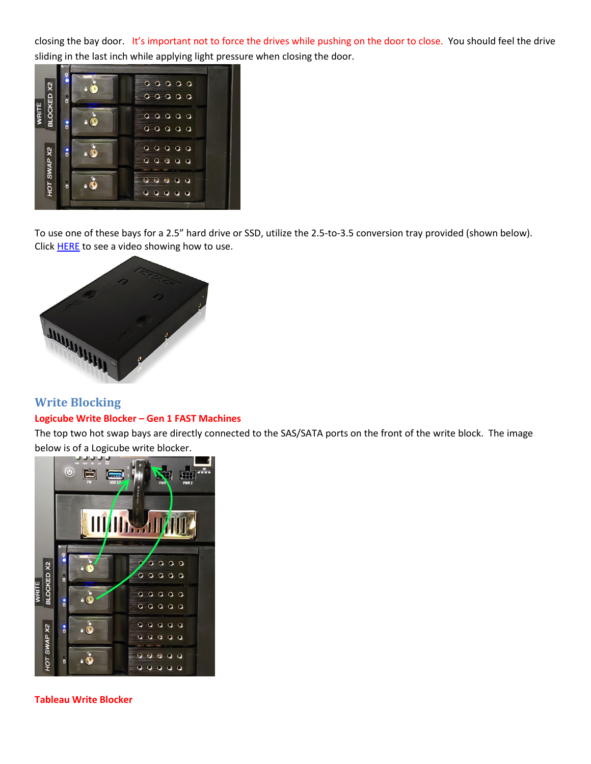closing the bay door. It's important not to force the drives while pushing on the door to close. You should feel the drive sliding in the last inch while applying light pressure when closing the door.

To use one of these bays for a 2.5" hard drive or SSD, utilize the 2.5-to-3.5 conversion tray provided (shown below). Click HERE to see a video showing how to use.

## Write Blocking

### Logicube Write Blocker – Gen 1 FAST Machines

The top two hot swap bays are directly connected to the SAS/SATA ports on the front of the write block. The image below is of a Logicube write blocker.

### Tableau Write Blocker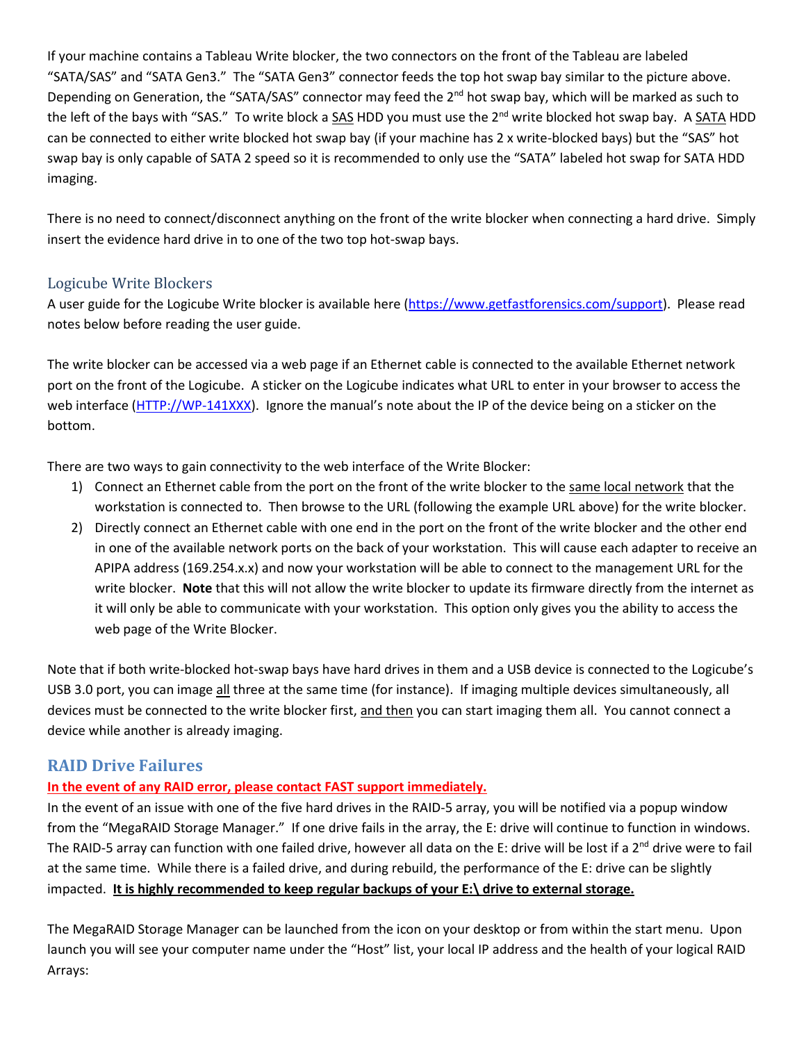If your machine contains a Tableau Write blocker, the two connectors on the front of the Tableau are labeled "SATA/SAS" and "SATA Gen3." The "SATA Gen3" connector feeds the top hot swap bay similar to the picture above. Depending on Generation, the "SATA/SAS" connector may feed the 2nd hot swap bay, which will be marked as such to the left of the bays with "SAS." To write block a SAS HDD you must use the 2nd write blocked hot swap bay. A SATA HDD can be connected to either write blocked hot swap bay (if your machine has 2 x write-blocked bays) but the "SAS" hot swap bay is only capable of SATA 2 speed so it is recommended to only use the "SATA" labeled hot swap for SATA HDD imaging.

There is no need to connect/disconnect anything on the front of the write blocker when connecting a hard drive. Simply insert the evidence hard drive in to one of the two top hot-swap bays.

### Logicube Write Blockers

A user guide for the Logicube Write blocker is available here (https://www.getfastforensics.com/support). Please read notes below before reading the user guide.

The write blocker can be accessed via a web page if an Ethernet cable is connected to the available Ethernet network port on the front of the Logicube. A sticker on the Logicube indicates what URL to enter in your browser to access the web interface (HTTP://WP-141XXX). Ignore the manual's note about the IP of the device being on a sticker on the bottom.

There are two ways to gain connectivity to the web interface of the Write Blocker:

1) Connect an Ethernet cable from the port on the front of the write blocker to the same local network that the workstation is connected to. Then browse to the URL (following the example URL above) for the write blocker.
2) Directly connect an Ethernet cable with one end in the port on the front of the write blocker and the other end in one of the available network ports on the back of your workstation. This will cause each adapter to receive an APIPA address (169.254.x.x) and now your workstation will be able to connect to the management URL for the write blocker. **Note** that this will not allow the write blocker to update its firmware directly from the internet as it will only be able to communicate with your workstation. This option only gives you the ability to access the web page of the Write Blocker.

Note that if both write-blocked hot-swap bays have hard drives in them and a USB device is connected to the Logicube's USB 3.0 port, you can image all three at the same time (for instance). If imaging multiple devices simultaneously, all devices must be connected to the write blocker first, and then you can start imaging them all. You cannot connect a device while another is already imaging.

## RAID Drive Failures

**In the event of any RAID error, please contact FAST support immediately.**

In the event of an issue with one of the five hard drives in the RAID-5 array, you will be notified via a popup window from the "MegaRAID Storage Manager." If one drive fails in the array, the E: drive will continue to function in windows. The RAID-5 array can function with one failed drive, however all data on the E: drive will be lost if a 2nd drive were to fail at the same time. While there is a failed drive, and during rebuild, the performance of the E: drive can be slightly impacted. **It is highly recommended to keep regular backups of your E:\ drive to external storage.**

The MegaRAID Storage Manager can be launched from the icon on your desktop or from within the start menu. Upon launch you will see your computer name under the "Host" list, your local IP address and the health of your logical RAID Arrays: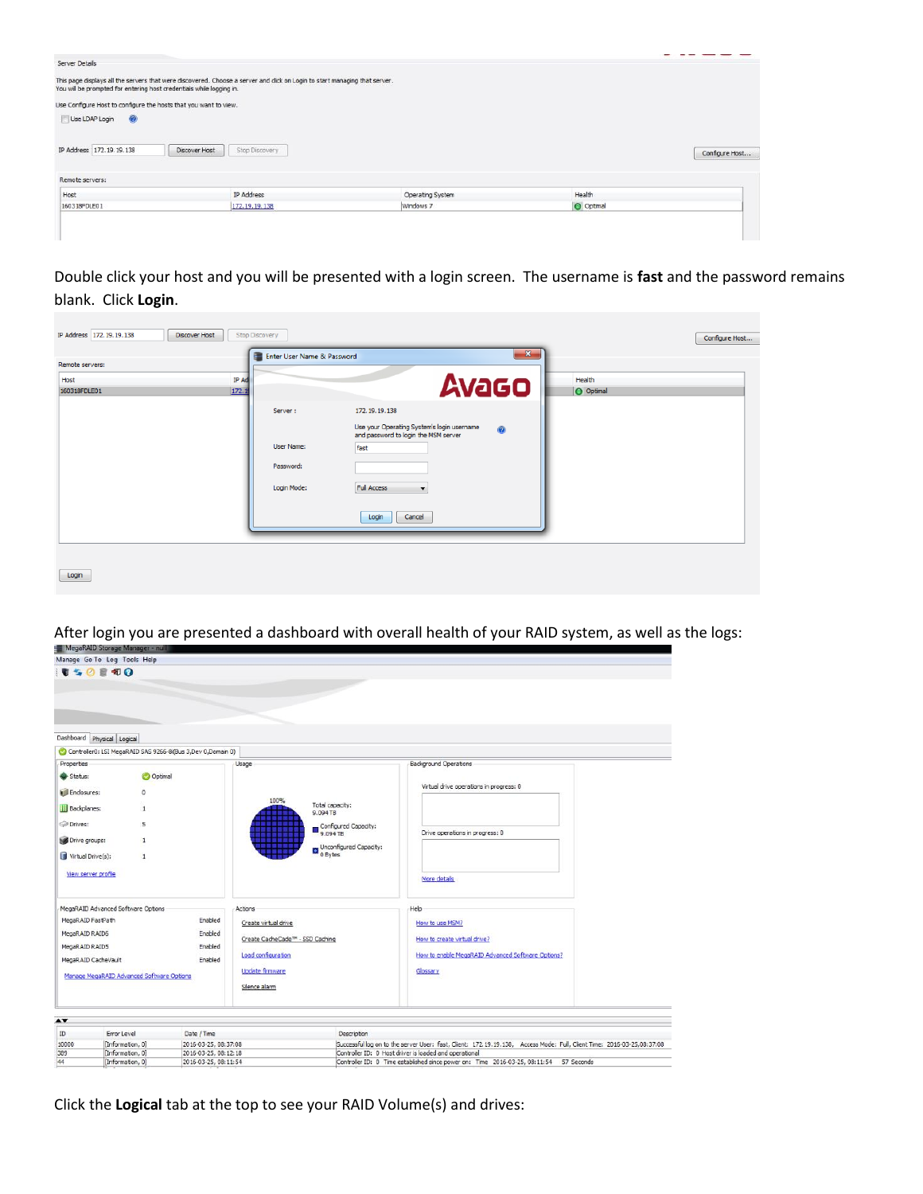Server Details

This page displays all the servers that were discovered. Choose a server and click on Login to start managing that server.
You will be prompted for entering host credentials while logging in.

Use Configure Host to configure the hosts that you want to view.

Use LDAP Login

IP Address 172.19.19.138 Discover Host Stop Discovery Configure Host...

Remote servers:

| Host | IP Address | Operating System | Health |
|---|---|---|---|
| 160318FDLE01 | 172.19.19.138 | Windows 7 | Optimal |

Double click your host and you will be presented with a login screen. The username is **fast** and the password remains blank. Click **Login**.

Enter User Name & Password

Server : 172.19.19.138

Use your Operating System's login username and password to login the MSM server

User Name: fast

Password:

Login Mode: Full Access

Login Cancel

After login you are presented a dashboard with overall health of your RAID system, as well as the logs:

MegaRAID Storage Manager

Manage Go To Log Tools Help

Dashboard | Physical | Logical

Controller0: LSI MegaRAID SAS 9266-8i(Bus 3,Dev 0,Domain 0)

Properties

| | |
|---|---|
| Status: | Optimal |
| Enclosures: | 0 |
| Backplanes: | 1 |
| Drives: | 5 |
| Drive groups: | 1 |
| Virtual Drive(s): | 1 |

View server profile

Usage

100%

Total capacity: 9.094 TB

Configured Capacity: 9.094 TB

Unconfigured Capacity: 0 Bytes

Background Operations

Virtual drive operations in progress: 0

Drive operations in progress: 0

More details

MegaRAID Advanced Software Options

| | |
|---|---|
| MegaRAID FastPath | Enabled |
| MegaRAID RAID6 | Enabled |
| MegaRAID RAID5 | Enabled |
| MegaRAID CacheVault | Enabled |

Manage MegaRAID Advanced Software Options

Actions

Create virtual drive

Create CacheCade™ - SSD Caching

Load configuration

Update firmware

Silence alarm

Help

How to use MSM?

How to create virtual drive?

How to enable MegaRAID Advanced Software Options?

Glossary

| ID | Error Level | Date / Time | Description |
|---|---|---|---|
| 10000 | [Information, 0] | 2016-03-25, 08:37:08 | Successful log on to the server User: fast, Client: 172.19.19.138, Access Mode: Full, Client Time: 2016-03-25,08:37:08 |
| 389 | [Information, 0] | 2016-03-25, 08:12:18 | Controller ID: 0 Host driver is loaded and operational |
| 44 | [Information, 0] | 2016-03-25, 08:11:54 | Controller ID: 0 Time established since power on: Time 2016-03-25, 08:11:54 57 Seconds |

Click the **Logical** tab at the top to see your RAID Volume(s) and drives: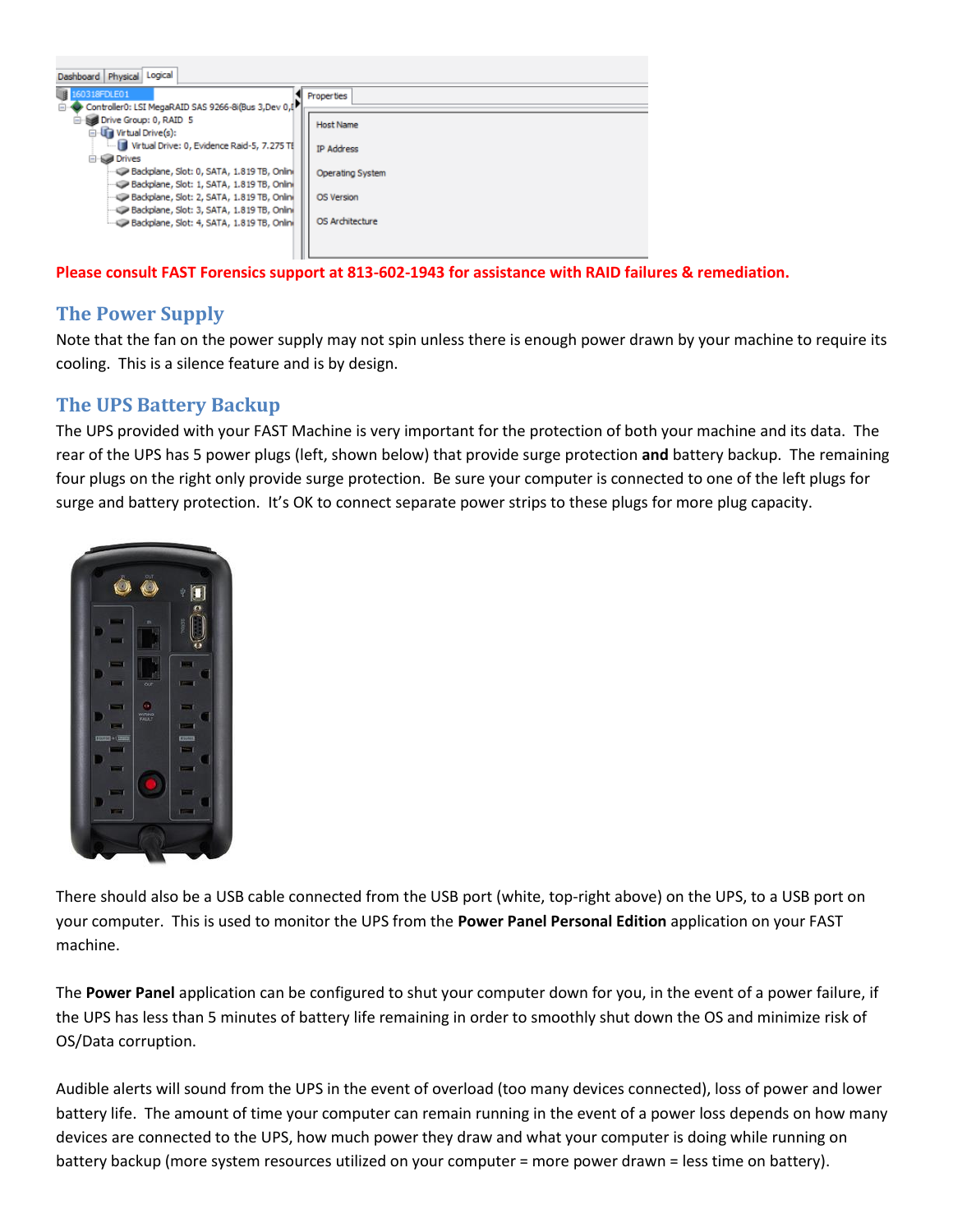**Please consult FAST Forensics support at 813-602-1943 for assistance with RAID failures & remediation.**

## The Power Supply

Note that the fan on the power supply may not spin unless there is enough power drawn by your machine to require its cooling. This is a silence feature and is by design.

## The UPS Battery Backup

The UPS provided with your FAST Machine is very important for the protection of both your machine and its data. The rear of the UPS has 5 power plugs (left, shown below) that provide surge protection **and** battery backup. The remaining four plugs on the right only provide surge protection. Be sure your computer is connected to one of the left plugs for surge and battery protection. It's OK to connect separate power strips to these plugs for more plug capacity.

There should also be a USB cable connected from the USB port (white, top-right above) on the UPS, to a USB port on your computer. This is used to monitor the UPS from the **Power Panel Personal Edition** application on your FAST machine.

The **Power Panel** application can be configured to shut your computer down for you, in the event of a power failure, if the UPS has less than 5 minutes of battery life remaining in order to smoothly shut down the OS and minimize risk of OS/Data corruption.

Audible alerts will sound from the UPS in the event of overload (too many devices connected), loss of power and lower battery life. The amount of time your computer can remain running in the event of a power loss depends on how many devices are connected to the UPS, how much power they draw and what your computer is doing while running on battery backup (more system resources utilized on your computer = more power drawn = less time on battery).